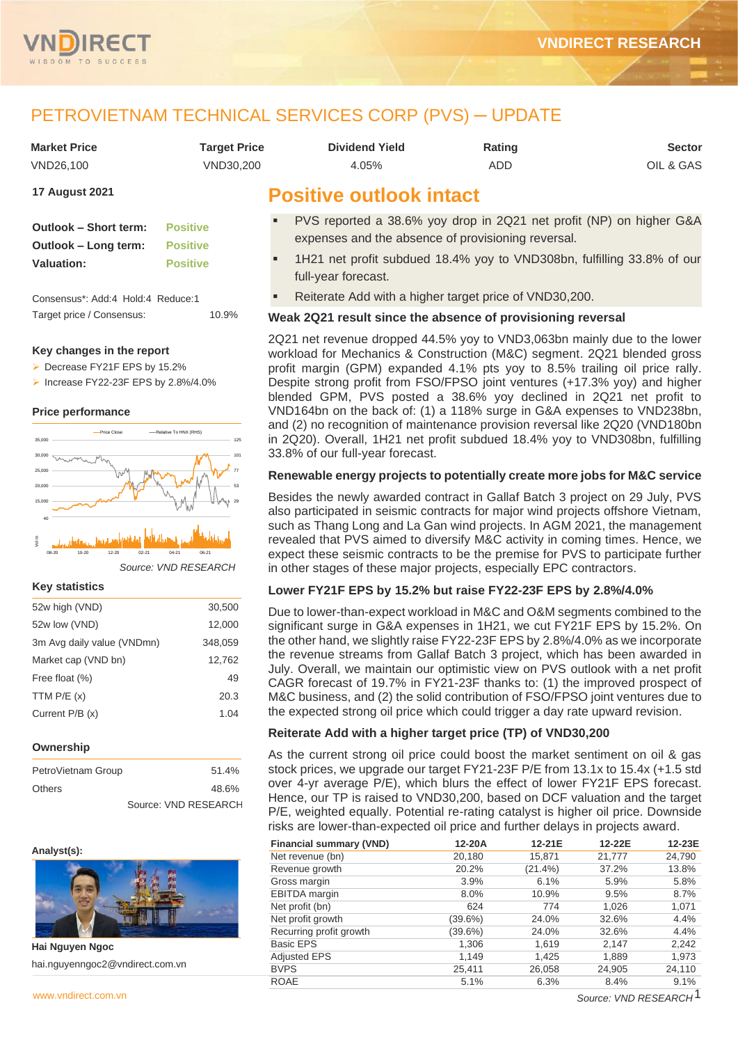# PETROVIETNAM TECHNICAL SERVICES CORP (PVS) – UPDATE

| Market Price | Target Price | Dividend Yield | Rating | Sector |
|---|---|---|---|---|
| VND26,100 | VND30,200 | 4.05% | ADD | OIL & GAS |

**17 August 2021**

| | |
|---|---|
| **Outlook – Short term:** | Positive |
| **Outlook – Long term:** | Positive |
| **Valuation:** | Positive |

Consensus*: Add:4 Hold:4 Reduce:1

Target price / Consensus: 10.9%

### Key changes in the report

- Decrease FY21F EPS by 15.2%
- Increase FY22-23F EPS by 2.8%/4.0%

### Price performance

Source: VND RESEARCH

### Key statistics

| | |
|---|---|
| 52w high (VND) | 30,500 |
| 52w low (VND) | 12,000 |
| 3m Avg daily value (VNDmn) | 348,059 |
| Market cap (VND bn) | 12,762 |
| Free float (%) | 49 |
| TTM P/E (x) | 20.3 |
| Current P/B (x) | 1.04 |

### Ownership

| | |
|---|---|
| PetroVietnam Group | 51.4% |
| Others | 48.6% |

Source: VND RESEARCH

**Analyst(s):**

**Hai Nguyen Ngoc**

hai.nguyenngoc2@vndirect.com.vn

## Positive outlook intact

- PVS reported a 38.6% yoy drop in 2Q21 net profit (NP) on higher G&A expenses and the absence of provisioning reversal.
- 1H21 net profit subdued 18.4% yoy to VND308bn, fulfilling 33.8% of our full-year forecast.
- Reiterate Add with a higher target price of VND30,200.

### Weak 2Q21 result since the absence of provisioning reversal

2Q21 net revenue dropped 44.5% yoy to VND3,063bn mainly due to the lower workload for Mechanics & Construction (M&C) segment. 2Q21 blended gross profit margin (GPM) expanded 4.1% pts yoy to 8.5% trailing oil price rally. Despite strong profit from FSO/FPSO joint ventures (+17.3% yoy) and higher blended GPM, PVS posted a 38.6% yoy declined in 2Q21 net profit to VND164bn on the back of: (1) a 118% surge in G&A expenses to VND238bn, and (2) no recognition of maintenance provision reversal like 2Q20 (VND180bn in 2Q20). Overall, 1H21 net profit subdued 18.4% yoy to VND308bn, fulfilling 33.8% of our full-year forecast.

### Renewable energy projects to potentially create more jobs for M&C service

Besides the newly awarded contract in Gallaf Batch 3 project on 29 July, PVS also participated in seismic contracts for major wind projects offshore Vietnam, such as Thang Long and La Gan wind projects. In AGM 2021, the management revealed that PVS aimed to diversify M&C activity in coming times. Hence, we expect these seismic contracts to be the premise for PVS to participate further in other stages of these major projects, especially EPC contractors.

### Lower FY21F EPS by 15.2% but raise FY22-23F EPS by 2.8%/4.0%

Due to lower-than-expect workload in M&C and O&M segments combined to the significant surge in G&A expenses in 1H21, we cut FY21F EPS by 15.2%. On the other hand, we slightly raise FY22-23F EPS by 2.8%/4.0% as we incorporate the revenue streams from Gallaf Batch 3 project, which has been awarded in July. Overall, we maintain our optimistic view on PVS outlook with a net profit CAGR forecast of 19.7% in FY21-23F thanks to: (1) the improved prospect of M&C business, and (2) the solid contribution of FSO/FPSO joint ventures due to the expected strong oil price which could trigger a day rate upward revision.

### Reiterate Add with a higher target price (TP) of VND30,200

As the current strong oil price could boost the market sentiment on oil & gas stock prices, we upgrade our target FY21-23F P/E from 13.1x to 15.4x (+1.5 std over 4-yr average P/E), which blurs the effect of lower FY21F EPS forecast. Hence, our TP is raised to VND30,200, based on DCF valuation and the target P/E, weighted equally. Potential re-rating catalyst is higher oil price. Downside risks are lower-than-expected oil price and further delays in projects award.

| Financial summary (VND) | 12-20A | 12-21E | 12-22E | 12-23E |
|---|---|---|---|---|
| Net revenue (bn) | 20,180 | 15,871 | 21,777 | 24,790 |
| Revenue growth | 20.2% | (21.4%) | 37.2% | 13.8% |
| Gross margin | 3.9% | 6.1% | 5.9% | 5.8% |
| EBITDA margin | 8.0% | 10.9% | 9.5% | 8.7% |
| Net profit (bn) | 624 | 774 | 1,026 | 1,071 |
| Net profit growth | (39.6%) | 24.0% | 32.6% | 4.4% |
| Recurring profit growth | (39.6%) | 24.0% | 32.6% | 4.4% |
| Basic EPS | 1,306 | 1,619 | 2,147 | 2,242 |
| Adjusted EPS | 1,149 | 1,425 | 1,889 | 1,973 |
| BVPS | 25,411 | 26,058 | 24,905 | 24,110 |
| ROAE | 5.1% | 6.3% | 8.4% | 9.1% |

*Source: VND RESEARCH*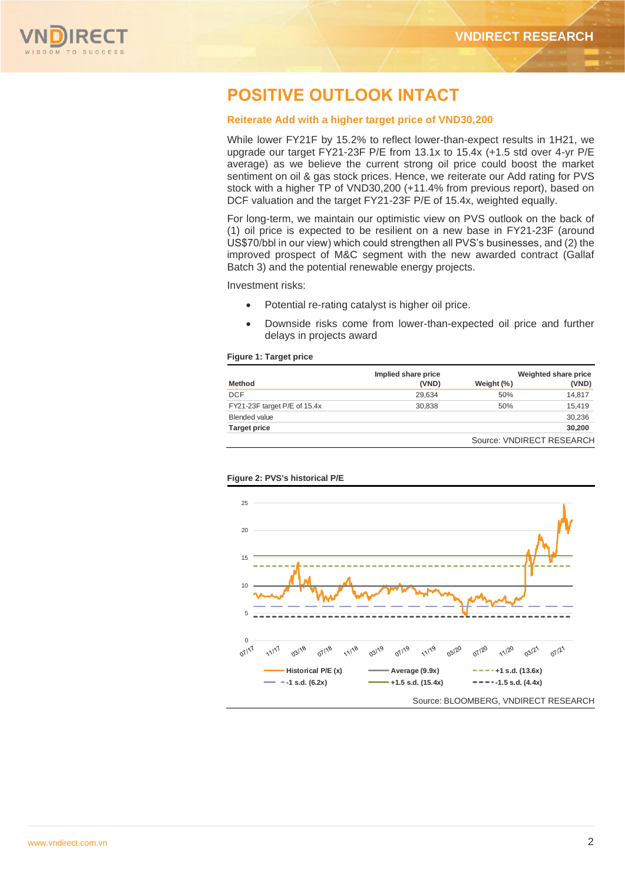# POSITIVE OUTLOOK INTACT

### Reiterate Add with a higher target price of VND30,200

While lower FY21F by 15.2% to reflect lower-than-expect results in 1H21, we upgrade our target FY21-23F P/E from 13.1x to 15.4x (+1.5 std over 4-yr P/E average) as we believe the current strong oil price could boost the market sentiment on oil & gas stock prices. Hence, we reiterate our Add rating for PVS stock with a higher TP of VND30,200 (+11.4% from previous report), based on DCF valuation and the target FY21-23F P/E of 15.4x, weighted equally.

For long-term, we maintain our optimistic view on PVS outlook on the back of (1) oil price is expected to be resilient on a new base in FY21-23F (around US$70/bbl in our view) which could strengthen all PVS's businesses, and (2) the improved prospect of M&C segment with the new awarded contract (Gallaf Batch 3) and the potential renewable energy projects.

Investment risks:

- Potential re-rating catalyst is higher oil price.
- Downside risks come from lower-than-expected oil price and further delays in projects award

**Figure 1: Target price**

| Method | Implied share price (VND) | Weight (%) | Weighted share price (VND) |
|---|---|---|---|
| DCF | 29,634 | 50% | 14,817 |
| FY21-23F target P/E of 15.4x | 30,838 | 50% | 15,419 |
| Blended value | | | 30,236 |
| **Target price** | | | **30,200** |

Source: VNDIRECT RESEARCH

**Figure 2: PVS's historical P/E**

Legend: Historical P/E (x); Average (9.9x); +1 s.d. (13.6x); -1 s.d. (6.2x); +1.5 s.d. (15.4x); -1.5 s.d. (4.4x)

Source: BLOOMBERG, VNDIRECT RESEARCH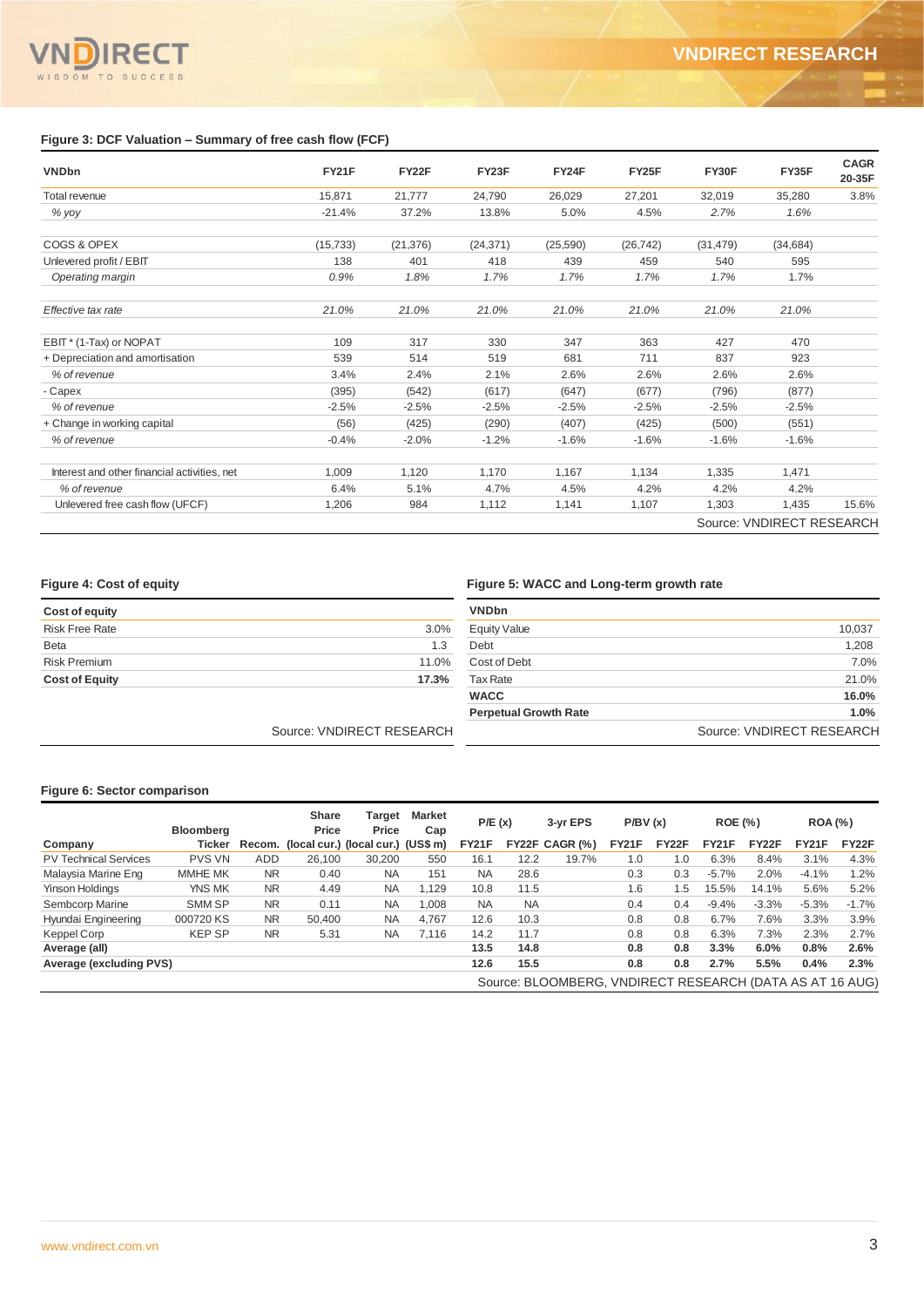**Figure 3: DCF Valuation – Summary of free cash flow (FCF)**

| VNDbn | FY21F | FY22F | FY23F | FY24F | FY25F | FY30F | FY35F | CAGR 20-35F |
|---|---|---|---|---|---|---|---|---|
| Total revenue | 15,871 | 21,777 | 24,790 | 26,029 | 27,201 | 32,019 | 35,280 | 3.8% |
| *% yoy* | -21.4% | 37.2% | 13.8% | 5.0% | 4.5% | 2.7% | 1.6% | |
| | | | | | | | | |
| COGS & OPEX | (15,733) | (21,376) | (24,371) | (25,590) | (26,742) | (31,479) | (34,684) | |
| Unlevered profit / EBIT | 138 | 401 | 418 | 439 | 459 | 540 | 595 | |
| *Operating margin* | 0.9% | 1.8% | 1.7% | 1.7% | 1.7% | 1.7% | 1.7% | |
| | | | | | | | | |
| *Effective tax rate* | 21.0% | 21.0% | 21.0% | 21.0% | 21.0% | 21.0% | 21.0% | |
| | | | | | | | | |
| EBIT * (1-Tax) or NOPAT | 109 | 317 | 330 | 347 | 363 | 427 | 470 | |
| + Depreciation and amortisation | 539 | 514 | 519 | 681 | 711 | 837 | 923 | |
| *% of revenue* | 3.4% | 2.4% | 2.1% | 2.6% | 2.6% | 2.6% | 2.6% | |
| - Capex | (395) | (542) | (617) | (647) | (677) | (796) | (877) | |
| *% of revenue* | -2.5% | -2.5% | -2.5% | -2.5% | -2.5% | -2.5% | -2.5% | |
| + Change in working capital | (56) | (425) | (290) | (407) | (425) | (500) | (551) | |
| *% of revenue* | -0.4% | -2.0% | -1.2% | -1.6% | -1.6% | -1.6% | -1.6% | |
| | | | | | | | | |
| Interest and other financial activities, net | 1,009 | 1,120 | 1,170 | 1,167 | 1,134 | 1,335 | 1,471 | |
| *% of revenue* | 6.4% | 5.1% | 4.7% | 4.5% | 4.2% | 4.2% | 4.2% | |
| Unlevered free cash flow (UFCF) | 1,206 | 984 | 1,112 | 1,141 | 1,107 | 1,303 | 1,435 | 15.6% |

Source: VNDIRECT RESEARCH

**Figure 4: Cost of equity**

| Cost of equity | |
|---|---|
| Risk Free Rate | 3.0% |
| Beta | 1.3 |
| Risk Premium | 11.0% |
| **Cost of Equity** | **17.3%** |

Source: VNDIRECT RESEARCH

**Figure 5: WACC and Long-term growth rate**

| VNDbn | |
|---|---|
| Equity Value | 10,037 |
| Debt | 1,208 |
| Cost of Debt | 7.0% |
| Tax Rate | 21.0% |
| **WACC** | **16.0%** |
| **Perpetual Growth Rate** | **1.0%** |

Source: VNDIRECT RESEARCH

**Figure 6: Sector comparison**

| Company | Bloomberg Ticker | Recom. | Share Price (local cur.) | Target Price (local cur.) | Market Cap (US$ m) | P/E (x) FY21F | P/E (x) FY22F | 3-yr EPS CAGR (%) | P/BV (x) FY21F | P/BV (x) FY22F | ROE (%) FY21F | ROE (%) FY22F | ROA (%) FY21F | ROA (%) FY22F |
|---|---|---|---|---|---|---|---|---|---|---|---|---|---|---|
| PV Technical Services | PVS VN | ADD | 26,100 | 30,200 | 550 | 16.1 | 12.2 | 19.7% | 1.0 | 1.0 | 6.3% | 8.4% | 3.1% | 4.3% |
| Malaysia Marine Eng | MMHE MK | NR | 0.40 | NA | 151 | NA | 28.6 | | 0.3 | 0.3 | -5.7% | 2.0% | -4.1% | 1.2% |
| Yinson Holdings | YNS MK | NR | 4.49 | NA | 1,129 | 10.8 | 11.5 | | 1.6 | 1.5 | 15.5% | 14.1% | 5.6% | 5.2% |
| Sembcorp Marine | SMM SP | NR | 0.11 | NA | 1,008 | NA | NA | | 0.4 | 0.4 | -9.4% | -3.3% | -5.3% | -1.7% |
| Hyundai Engineering | 000720 KS | NR | 50,400 | NA | 4,767 | 12.6 | 10.3 | | 0.8 | 0.8 | 6.7% | 7.6% | 3.3% | 3.9% |
| Keppel Corp | KEP SP | NR | 5.31 | NA | 7,116 | 14.2 | 11.7 | | 0.8 | 0.8 | 6.3% | 7.3% | 2.3% | 2.7% |
| **Average (all)** | | | | | | **13.5** | **14.8** | | **0.8** | **0.8** | **3.3%** | **6.0%** | **0.8%** | **2.6%** |
| **Average (excluding PVS)** | | | | | | **12.6** | **15.5** | | **0.8** | **0.8** | **2.7%** | **5.5%** | **0.4%** | **2.3%** |

Source: BLOOMBERG, VNDIRECT RESEARCH (DATA AS AT 16 AUG)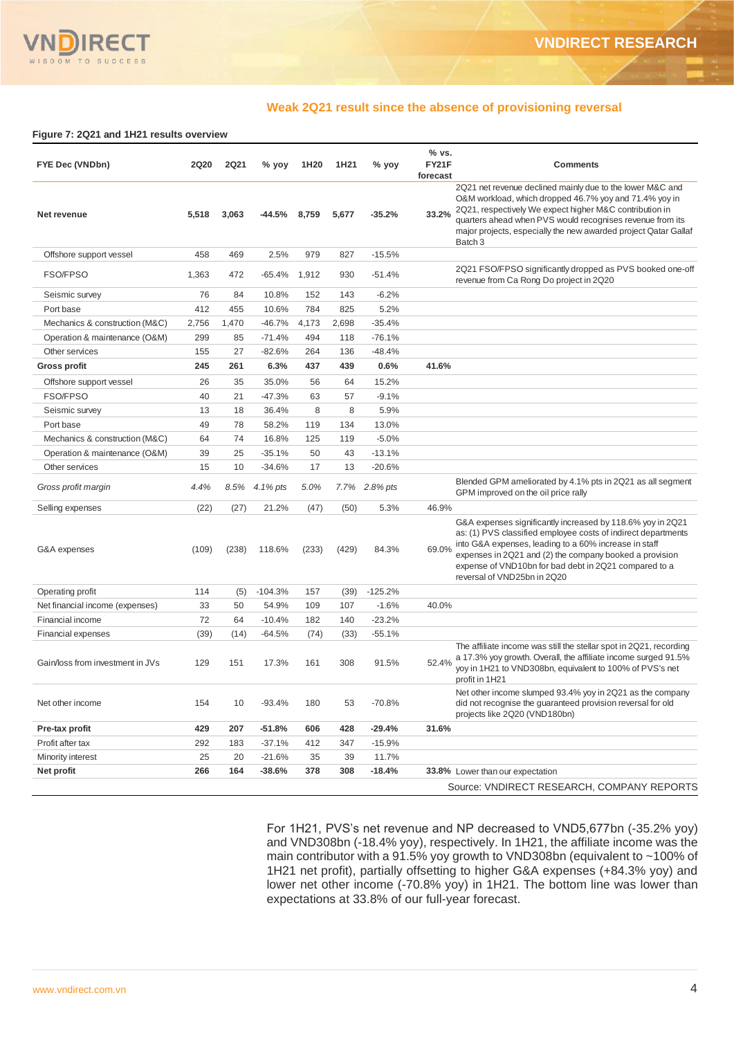## Weak 2Q21 result since the absence of provisioning reversal

**Figure 7: 2Q21 and 1H21 results overview**

| FYE Dec (VNDbn) | 2Q20 | 2Q21 | % yoy | 1H20 | 1H21 | % yoy | % vs. FY21F forecast | Comments |
|---|---|---|---|---|---|---|---|---|
| **Net revenue** | **5,518** | **3,063** | **-44.5%** | **8,759** | **5,677** | **-35.2%** | **33.2%** | 2Q21 net revenue declined mainly due to the lower M&C and O&M workload, which dropped 46.7% yoy and 71.4% yoy in 2Q21, respectively We expect higher M&C contribution in quarters ahead when PVS would recognises revenue from its major projects, especially the new awarded project Qatar Gallaf Batch 3 |
| Offshore support vessel | 458 | 469 | 2.5% | 979 | 827 | -15.5% | | |
| FSO/FPSO | 1,363 | 472 | -65.4% | 1,912 | 930 | -51.4% | | 2Q21 FSO/FPSO significantly dropped as PVS booked one-off revenue from Ca Rong Do project in 2Q20 |
| Seismic survey | 76 | 84 | 10.8% | 152 | 143 | -6.2% | | |
| Port base | 412 | 455 | 10.6% | 784 | 825 | 5.2% | | |
| Mechanics & construction (M&C) | 2,756 | 1,470 | -46.7% | 4,173 | 2,698 | -35.4% | | |
| Operation & maintenance (O&M) | 299 | 85 | -71.4% | 494 | 118 | -76.1% | | |
| Other services | 155 | 27 | -82.6% | 264 | 136 | -48.4% | | |
| **Gross profit** | **245** | **261** | **6.3%** | **437** | **439** | **0.6%** | **41.6%** | |
| Offshore support vessel | 26 | 35 | 35.0% | 56 | 64 | 15.2% | | |
| FSO/FPSO | 40 | 21 | -47.3% | 63 | 57 | -9.1% | | |
| Seismic survey | 13 | 18 | 36.4% | 8 | 8 | 5.9% | | |
| Port base | 49 | 78 | 58.2% | 119 | 134 | 13.0% | | |
| Mechanics & construction (M&C) | 64 | 74 | 16.8% | 125 | 119 | -5.0% | | |
| Operation & maintenance (O&M) | 39 | 25 | -35.1% | 50 | 43 | -13.1% | | |
| Other services | 15 | 10 | -34.6% | 17 | 13 | -20.6% | | |
| *Gross profit margin* | *4.4%* | *8.5%* | *4.1% pts* | *5.0%* | *7.7%* | *2.8% pts* | | Blended GPM ameliorated by 4.1% pts in 2Q21 as all segment GPM improved on the oil price rally |
| Selling expenses | (22) | (27) | 21.2% | (47) | (50) | 5.3% | 46.9% | |
| G&A expenses | (109) | (238) | 118.6% | (233) | (429) | 84.3% | 69.0% | G&A expenses significantly increased by 118.6% yoy in 2Q21 as: (1) PVS classified employee costs of indirect departments into G&A expenses, leading to a 60% increase in staff expenses in 2Q21 and (2) the company booked a provision expense of VND10bn for bad debt in 2Q21 compared to a reversal of VND25bn in 2Q20 |
| Operating profit | 114 | (5) | -104.3% | 157 | (39) | -125.2% | | |
| Net financial income (expenses) | 33 | 50 | 54.9% | 109 | 107 | -1.6% | 40.0% | |
| Financial income | 72 | 64 | -10.4% | 182 | 140 | -23.2% | | |
| Financial expenses | (39) | (14) | -64.5% | (74) | (33) | -55.1% | | |
| Gain/loss from investment in JVs | 129 | 151 | 17.3% | 161 | 308 | 91.5% | 52.4% | The affiliate income was still the stellar spot in 2Q21, recording a 17.3% yoy growth. Overall, the affiliate income surged 91.5% yoy in 1H21 to VND308bn, equivalent to 100% of PVS's net profit in 1H21 |
| Net other income | 154 | 10 | -93.4% | 180 | 53 | -70.8% | | Net other income slumped 93.4% yoy in 2Q21 as the company did not recognise the guaranteed provision reversal for old projects like 2Q20 (VND180bn) |
| **Pre-tax profit** | **429** | **207** | **-51.8%** | **606** | **428** | **-29.4%** | **31.6%** | |
| Profit after tax | 292 | 183 | -37.1% | 412 | 347 | -15.9% | | |
| Minority interest | 25 | 20 | -21.6% | 35 | 39 | 11.7% | | |
| **Net profit** | **266** | **164** | **-38.6%** | **378** | **308** | **-18.4%** | **33.8%** | Lower than our expectation |

Source: VNDIRECT RESEARCH, COMPANY REPORTS

For 1H21, PVS's net revenue and NP decreased to VND5,677bn (-35.2% yoy) and VND308bn (-18.4% yoy), respectively. In 1H21, the affiliate income was the main contributor with a 91.5% yoy growth to VND308bn (equivalent to ~100% of 1H21 net profit), partially offsetting to higher G&A expenses (+84.3% yoy) and lower net other income (-70.8% yoy) in 1H21. The bottom line was lower than expectations at 33.8% of our full-year forecast.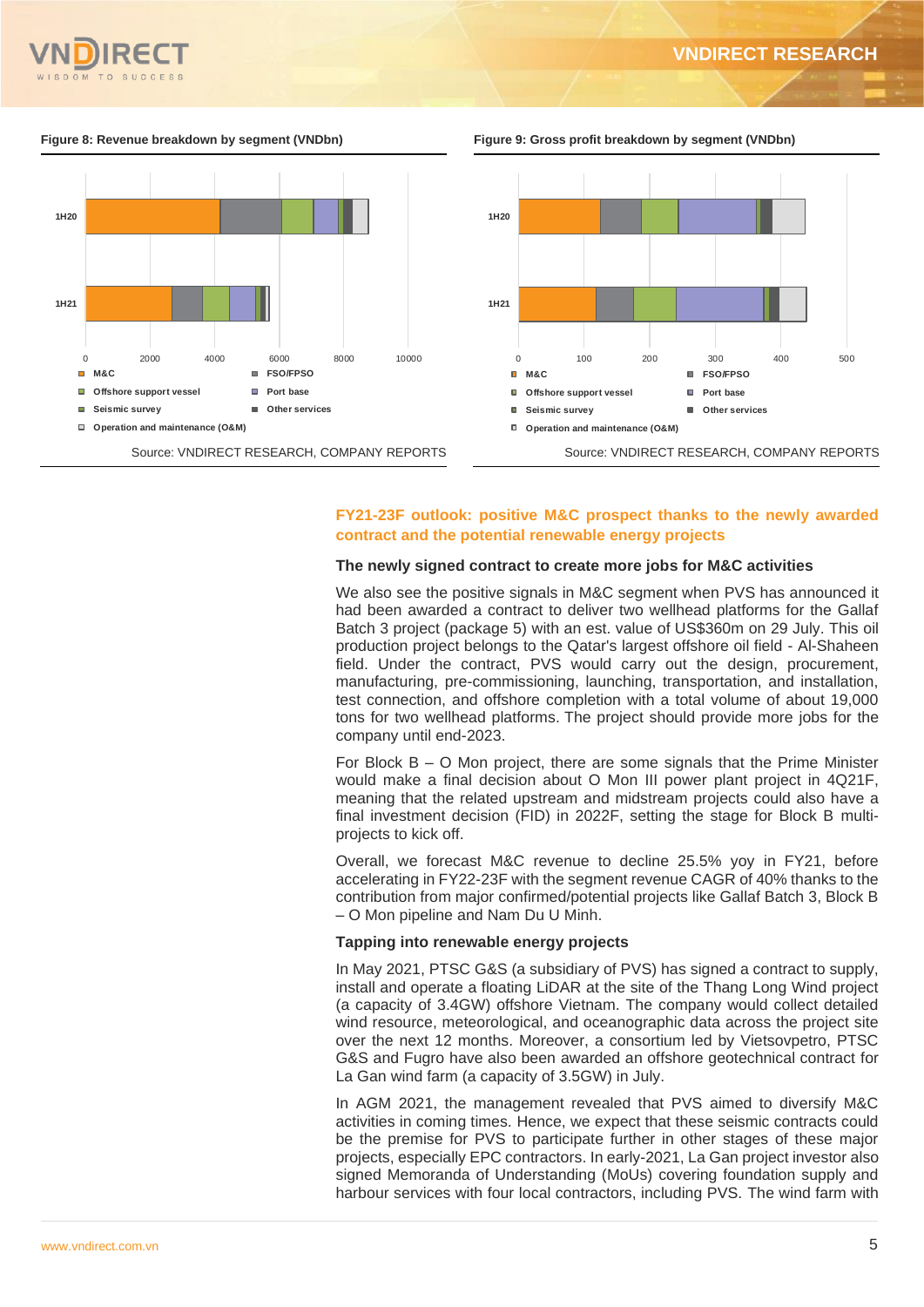**Figure 8: Revenue breakdown by segment (VNDbn)**

Source: VNDIRECT RESEARCH, COMPANY REPORTS

**Figure 9: Gross profit breakdown by segment (VNDbn)**

Source: VNDIRECT RESEARCH, COMPANY REPORTS

## FY21-23F outlook: positive M&C prospect thanks to the newly awarded contract and the potential renewable energy projects

### The newly signed contract to create more jobs for M&C activities

We also see the positive signals in M&C segment when PVS has announced it had been awarded a contract to deliver two wellhead platforms for the Gallaf Batch 3 project (package 5) with an est. value of US$360m on 29 July. This oil production project belongs to the Qatar's largest offshore oil field - Al-Shaheen field. Under the contract, PVS would carry out the design, procurement, manufacturing, pre-commissioning, launching, transportation, and installation, test connection, and offshore completion with a total volume of about 19,000 tons for two wellhead platforms. The project should provide more jobs for the company until end-2023.

For Block B – O Mon project, there are some signals that the Prime Minister would make a final decision about O Mon III power plant project in 4Q21F, meaning that the related upstream and midstream projects could also have a final investment decision (FID) in 2022F, setting the stage for Block B multi-projects to kick off.

Overall, we forecast M&C revenue to decline 25.5% yoy in FY21, before accelerating in FY22-23F with the segment revenue CAGR of 40% thanks to the contribution from major confirmed/potential projects like Gallaf Batch 3, Block B – O Mon pipeline and Nam Du U Minh.

### Tapping into renewable energy projects

In May 2021, PTSC G&S (a subsidiary of PVS) has signed a contract to supply, install and operate a floating LiDAR at the site of the Thang Long Wind project (a capacity of 3.4GW) offshore Vietnam. The company would collect detailed wind resource, meteorological, and oceanographic data across the project site over the next 12 months. Moreover, a consortium led by Vietsovpetro, PTSC G&S and Fugro have also been awarded an offshore geotechnical contract for La Gan wind farm (a capacity of 3.5GW) in July.

In AGM 2021, the management revealed that PVS aimed to diversify M&C activities in coming times. Hence, we expect that these seismic contracts could be the premise for PVS to participate further in other stages of these major projects, especially EPC contractors. In early-2021, La Gan project investor also signed Memoranda of Understanding (MoUs) covering foundation supply and harbour services with four local contractors, including PVS. The wind farm with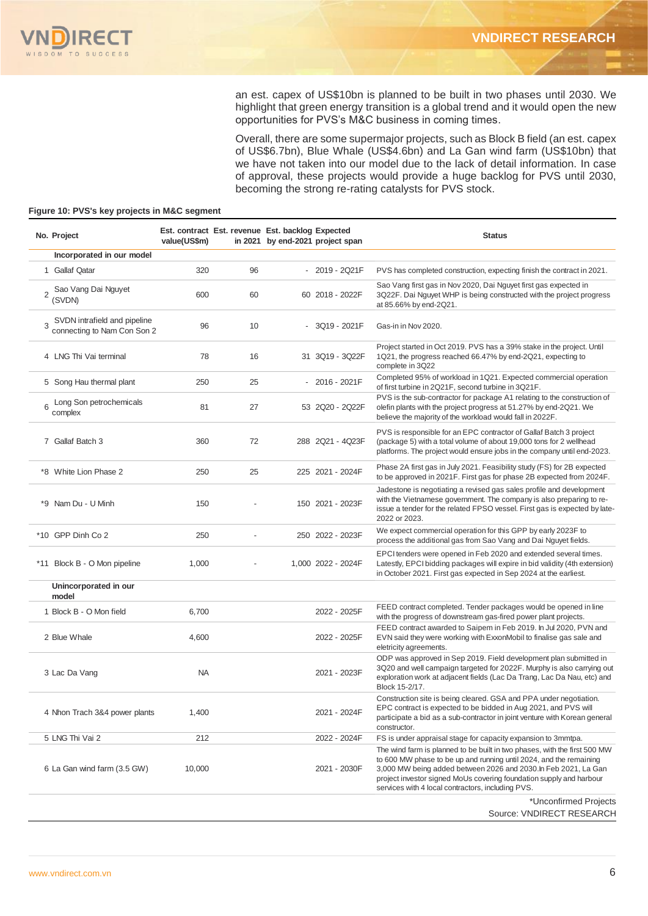an est. capex of US$10bn is planned to be built in two phases until 2030. We highlight that green energy transition is a global trend and it would open the new opportunities for PVS's M&C business in coming times.

Overall, there are some supermajor projects, such as Block B field (an est. capex of US$6.7bn), Blue Whale (US$4.6bn) and La Gan wind farm (US$10bn) that we have not taken into our model due to the lack of detail information. In case of approval, these projects would provide a huge backlog for PVS until 2030, becoming the strong re-rating catalysts for PVS stock.

**Figure 10: PVS's key projects in M&C segment**

| No. | Project | Est. contract value(US$m) | Est. revenue in 2021 | Est. backlog by end-2021 | Expected project span | Status |
|---|---|---|---|---|---|---|
| | **Incorporated in our model** | | | | | |
| 1 | Gallaf Qatar | 320 | 96 | - | 2019 - 2Q21F | PVS has completed construction, expecting finish the contract in 2021. |
| 2 | Sao Vang Dai Nguyet (SVDN) | 600 | 60 | 60 | 2018 - 2022F | Sao Vang first gas in Nov 2020, Dai Nguyet first gas expected in 3Q22F. Dai Nguyet WHP is being constructed with the project progress at 85.66% by end-2Q21. |
| 3 | SVDN intrafield and pipeline connecting to Nam Con Son 2 | 96 | 10 | - | 3Q19 - 2021F | Gas-in in Nov 2020. |
| 4 | LNG Thi Vai terminal | 78 | 16 | 31 | 3Q19 - 3Q22F | Project started in Oct 2019. PVS has a 39% stake in the project. Until 1Q21, the progress reached 66.47% by end-2Q21, expecting to complete in 3Q22 |
| 5 | Song Hau thermal plant | 250 | 25 | - | 2016 - 2021F | Completed 95% of workload in 1Q21. Expected commercial operation of first turbine in 2Q21F, second turbine in 3Q21F. |
| 6 | Long Son petrochemicals complex | 81 | 27 | 53 | 2Q20 - 2Q22F | PVS is the sub-contractor for package A1 relating to the construction of olefin plants with the project progress at 51.27% by end-2Q21. We believe the majority of the workload would fall in 2022F. |
| 7 | Gallaf Batch 3 | 360 | 72 | 288 | 2Q21 - 4Q23F | PVS is responsible for an EPC contractor of Gallaf Batch 3 project (package 5) with a total volume of about 19,000 tons for 2 wellhead platforms. The project would ensure jobs in the company until end-2023. |
| *8 | White Lion Phase 2 | 250 | 25 | 225 | 2021 - 2024F | Phase 2A first gas in July 2021. Feasibility study (FS) for 2B expected to be approved in 2021F. First gas for phase 2B expected from 2024F. |
| *9 | Nam Du - U Minh | 150 | - | 150 | 2021 - 2023F | Jadestone is negotiating a revised gas sales profile and development with the Vietnamese government. The company is also preparing to re-issue a tender for the related FPSO vessel. First gas is expected by late-2022 or 2023. |
| *10 | GPP Dinh Co 2 | 250 | - | 250 | 2022 - 2023F | We expect commercial operation for this GPP by early 2023F to process the additional gas from Sao Vang and Dai Nguyet fields. |
| *11 | Block B - O Mon pipeline | 1,000 | - | 1,000 | 2022 - 2024F | EPCI tenders were opened in Feb 2020 and extended several times. Latestly, EPCI bidding packages will expire in bid validity (4th extension) in October 2021. First gas expected in Sep 2024 at the earliest. |
| | **Unincorporated in our model** | | | | | |
| 1 | Block B - O Mon field | 6,700 | | | 2022 - 2025F | FEED contract completed. Tender packages would be opened in line with the progress of downstream gas-fired power plant projects. |
| 2 | Blue Whale | 4,600 | | | 2022 - 2025F | FEED contract awarded to Saipem in Feb 2019. In Jul 2020, PVN and EVN said they were working with ExxonMobil to finalise gas sale and eletricity agreements. |
| 3 | Lac Da Vang | NA | | | 2021 - 2023F | ODP was approved in Sep 2019. Field development plan submitted in 3Q20 and well campaign targeted for 2022F. Murphy is also carrying out exploration work at adjacent fields (Lac Da Trang, Lac Da Nau, etc) and Block 15-2/17. |
| 4 | Nhon Trach 3&4 power plants | 1,400 | | | 2021 - 2024F | Construction site is being cleared. GSA and PPA under negotiation. EPC contract is expected to be bidded in Aug 2021, and PVS will participate a bid as a sub-contractor in joint venture with Korean general constructor. |
| 5 | LNG Thi Vai 2 | 212 | | | 2022 - 2024F | FS is under appraisal stage for capacity expansion to 3mmtpa. |
| 6 | La Gan wind farm (3.5 GW) | 10,000 | | | 2021 - 2030F | The wind farm is planned to be built in two phases, with the first 500 MW to 600 MW phase to be up and running until 2024, and the remaining 3,000 MW being added between 2026 and 2030.In Feb 2021, La Gan project investor signed MoUs covering foundation supply and harbour services with 4 local contractors, including PVS. |

*Unconfirmed Projects

Source: VNDIRECT RESEARCH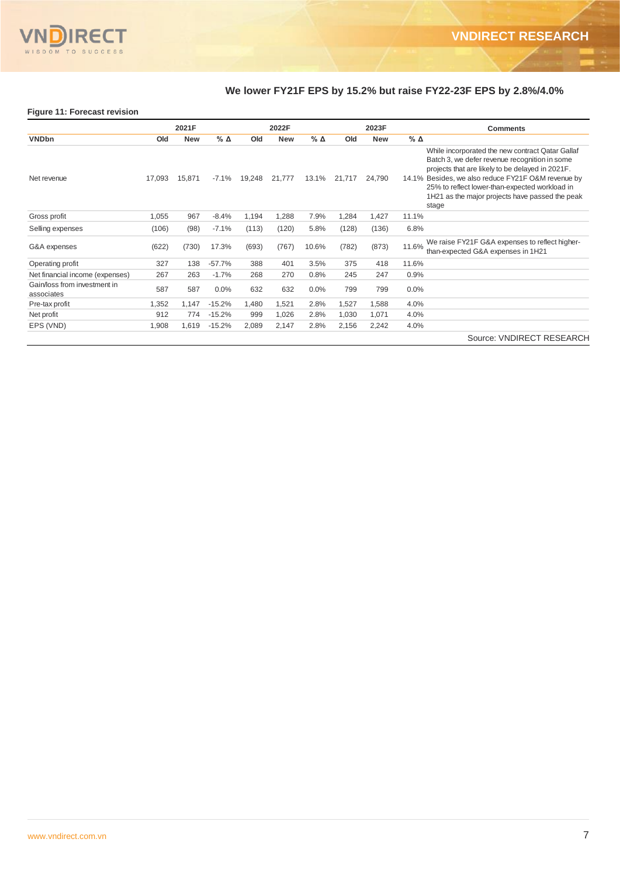## We lower FY21F EPS by 15.2% but raise FY22-23F EPS by 2.8%/4.0%

**Figure 11: Forecast revision**

| | 2021F | | | 2022F | | | 2023F | | | Comments |
|---|---|---|---|---|---|---|---|---|---|---|
| **VNDbn** | **Old** | **New** | **% Δ** | **Old** | **New** | **% Δ** | **Old** | **New** | **% Δ** | |
| Net revenue | 17,093 | 15,871 | -7.1% | 19,248 | 21,777 | 13.1% | 21,717 | 24,790 | 14.1% | While incorporated the new contract Qatar Gallaf Batch 3, we defer revenue recognition in some projects that are likely to be delayed in 2021F. Besides, we also reduce FY21F O&M revenue by 25% to reflect lower-than-expected workload in 1H21 as the major projects have passed the peak stage |
| Gross profit | 1,055 | 967 | -8.4% | 1,194 | 1,288 | 7.9% | 1,284 | 1,427 | 11.1% | |
| Selling expenses | (106) | (98) | -7.1% | (113) | (120) | 5.8% | (128) | (136) | 6.8% | |
| G&A expenses | (622) | (730) | 17.3% | (693) | (767) | 10.6% | (782) | (873) | 11.6% | We raise FY21F G&A expenses to reflect higher-than-expected G&A expenses in 1H21 |
| Operating profit | 327 | 138 | -57.7% | 388 | 401 | 3.5% | 375 | 418 | 11.6% | |
| Net financial income (expenses) | 267 | 263 | -1.7% | 268 | 270 | 0.8% | 245 | 247 | 0.9% | |
| Gain/loss from investment in associates | 587 | 587 | 0.0% | 632 | 632 | 0.0% | 799 | 799 | 0.0% | |
| Pre-tax profit | 1,352 | 1,147 | -15.2% | 1,480 | 1,521 | 2.8% | 1,527 | 1,588 | 4.0% | |
| Net profit | 912 | 774 | -15.2% | 999 | 1,026 | 2.8% | 1,030 | 1,071 | 4.0% | |
| EPS (VND) | 1,908 | 1,619 | -15.2% | 2,089 | 2,147 | 2.8% | 2,156 | 2,242 | 4.0% | |

Source: VNDIRECT RESEARCH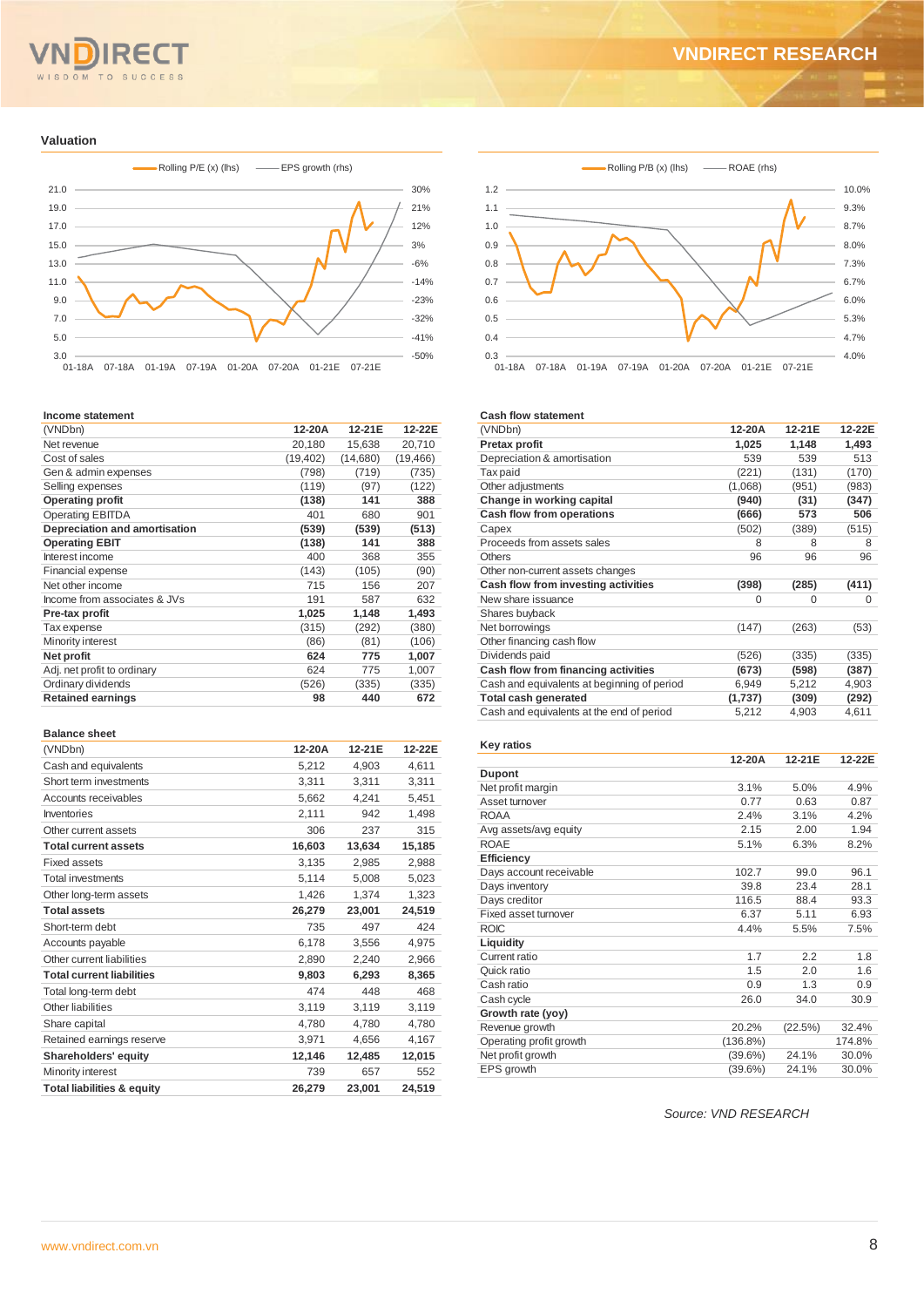## Valuation

Rolling P/E (x) (lhs) — EPS growth (rhs)

Rolling P/B (x) (lhs) — ROAE (rhs)

### Income statement

| (VNDbn) | 12-20A | 12-21E | 12-22E |
|---|---|---|---|
| Net revenue | 20,180 | 15,638 | 20,710 |
| Cost of sales | (19,402) | (14,680) | (19,466) |
| Gen & admin expenses | (798) | (719) | (735) |
| Selling expenses | (119) | (97) | (122) |
| **Operating profit** | **(138)** | **141** | **388** |
| Operating EBITDA | 401 | 680 | 901 |
| **Depreciation and amortisation** | **(539)** | **(539)** | **(513)** |
| **Operating EBIT** | **(138)** | **141** | **388** |
| Interest income | 400 | 368 | 355 |
| Financial expense | (143) | (105) | (90) |
| Net other income | 715 | 156 | 207 |
| Income from associates & JVs | 191 | 587 | 632 |
| **Pre-tax profit** | **1,025** | **1,148** | **1,493** |
| Tax expense | (315) | (292) | (380) |
| Minority interest | (86) | (81) | (106) |
| **Net profit** | **624** | **775** | **1,007** |
| Adj. net profit to ordinary | 624 | 775 | 1,007 |
| Ordinary dividends | (526) | (335) | (335) |
| **Retained earnings** | **98** | **440** | **672** |

### Balance sheet

| (VNDbn) | 12-20A | 12-21E | 12-22E |
|---|---|---|---|
| Cash and equivalents | 5,212 | 4,903 | 4,611 |
| Short term investments | 3,311 | 3,311 | 3,311 |
| Accounts receivables | 5,662 | 4,241 | 5,451 |
| Inventories | 2,111 | 942 | 1,498 |
| Other current assets | 306 | 237 | 315 |
| **Total current assets** | **16,603** | **13,634** | **15,185** |
| Fixed assets | 3,135 | 2,985 | 2,988 |
| Total investments | 5,114 | 5,008 | 5,023 |
| Other long-term assets | 1,426 | 1,374 | 1,323 |
| **Total assets** | **26,279** | **23,001** | **24,519** |
| Short-term debt | 735 | 497 | 424 |
| Accounts payable | 6,178 | 3,556 | 4,975 |
| Other current liabilities | 2,890 | 2,240 | 2,966 |
| **Total current liabilities** | **9,803** | **6,293** | **8,365** |
| Total long-term debt | 474 | 448 | 468 |
| Other liabilities | 3,119 | 3,119 | 3,119 |
| Share capital | 4,780 | 4,780 | 4,780 |
| Retained earnings reserve | 3,971 | 4,656 | 4,167 |
| **Shareholders' equity** | **12,146** | **12,485** | **12,015** |
| Minority interest | 739 | 657 | 552 |
| **Total liabilities & equity** | **26,279** | **23,001** | **24,519** |

### Cash flow statement

| (VNDbn) | 12-20A | 12-21E | 12-22E |
|---|---|---|---|
| **Pretax profit** | **1,025** | **1,148** | **1,493** |
| Depreciation & amortisation | 539 | 539 | 513 |
| Tax paid | (221) | (131) | (170) |
| Other adjustments | (1,068) | (951) | (983) |
| **Change in working capital** | **(940)** | **(31)** | **(347)** |
| **Cash flow from operations** | **(666)** | **573** | **506** |
| Capex | (502) | (389) | (515) |
| Proceeds from assets sales | 8 | 8 | 8 |
| Others | 96 | 96 | 96 |
| Other non-current assets changes | | | |
| **Cash flow from investing activities** | **(398)** | **(285)** | **(411)** |
| New share issuance | 0 | 0 | 0 |
| Shares buyback | | | |
| Net borrowings | (147) | (263) | (53) |
| Other financing cash flow | | | |
| Dividends paid | (526) | (335) | (335) |
| **Cash flow from financing activities** | **(673)** | **(598)** | **(387)** |
| Cash and equivalents at beginning of period | 6,949 | 5,212 | 4,903 |
| **Total cash generated** | **(1,737)** | **(309)** | **(292)** |
| Cash and equivalents at the end of period | 5,212 | 4,903 | 4,611 |

### Key ratios

| | 12-20A | 12-21E | 12-22E |
|---|---|---|---|
| **Dupont** | | | |
| Net profit margin | 3.1% | 5.0% | 4.9% |
| Asset turnover | 0.77 | 0.63 | 0.87 |
| ROAA | 2.4% | 3.1% | 4.2% |
| Avg assets/avg equity | 2.15 | 2.00 | 1.94 |
| ROAE | 5.1% | 6.3% | 8.2% |
| **Efficiency** | | | |
| Days account receivable | 102.7 | 99.0 | 96.1 |
| Days inventory | 39.8 | 23.4 | 28.1 |
| Days creditor | 116.5 | 88.4 | 93.3 |
| Fixed asset turnover | 6.37 | 5.11 | 6.93 |
| ROIC | 4.4% | 5.5% | 7.5% |
| **Liquidity** | | | |
| Current ratio | 1.7 | 2.2 | 1.8 |
| Quick ratio | 1.5 | 2.0 | 1.6 |
| Cash ratio | 0.9 | 1.3 | 0.9 |
| Cash cycle | 26.0 | 34.0 | 30.9 |
| **Growth rate (yoy)** | | | |
| Revenue growth | 20.2% | (22.5%) | 32.4% |
| Operating profit growth | (136.8%) | | 174.8% |
| Net profit growth | (39.6%) | 24.1% | 30.0% |
| EPS growth | (39.6%) | 24.1% | 30.0% |

*Source: VND RESEARCH*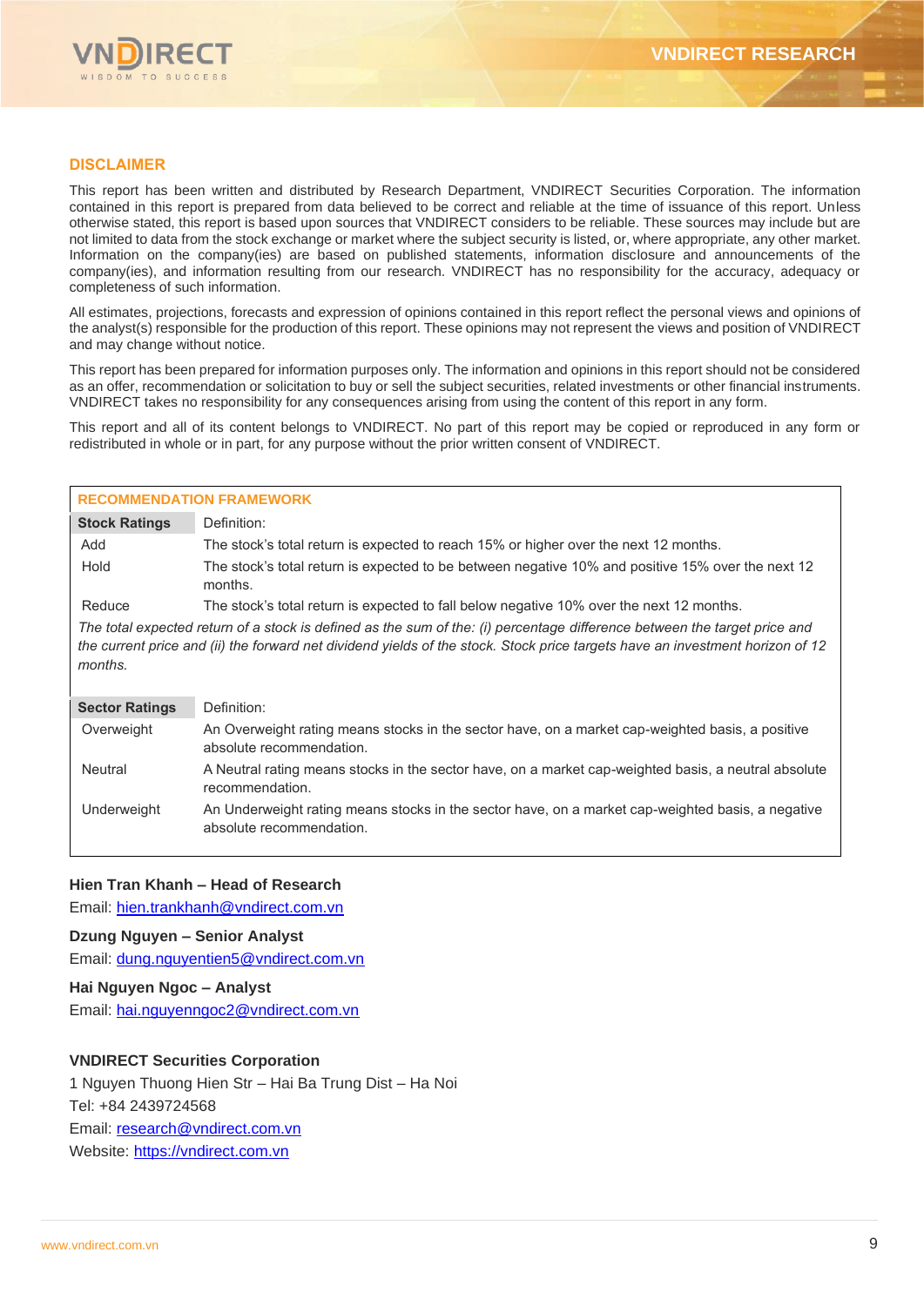## DISCLAIMER

This report has been written and distributed by Research Department, VNDIRECT Securities Corporation. The information contained in this report is prepared from data believed to be correct and reliable at the time of issuance of this report. Unless otherwise stated, this report is based upon sources that VNDIRECT considers to be reliable. These sources may include but are not limited to data from the stock exchange or market where the subject security is listed, or, where appropriate, any other market. Information on the company(ies) are based on published statements, information disclosure and announcements of the company(ies), and information resulting from our research. VNDIRECT has no responsibility for the accuracy, adequacy or completeness of such information.

All estimates, projections, forecasts and expression of opinions contained in this report reflect the personal views and opinions of the analyst(s) responsible for the production of this report. These opinions may not represent the views and position of VNDIRECT and may change without notice.

This report has been prepared for information purposes only. The information and opinions in this report should not be considered as an offer, recommendation or solicitation to buy or sell the subject securities, related investments or other financial instruments. VNDIRECT takes no responsibility for any consequences arising from using the content of this report in any form.

This report and all of its content belongs to VNDIRECT. No part of this report may be copied or reproduced in any form or redistributed in whole or in part, for any purpose without the prior written consent of VNDIRECT.

### RECOMMENDATION FRAMEWORK

| Stock Ratings | Definition: |
|---|---|
| Add | The stock's total return is expected to reach 15% or higher over the next 12 months. |
| Hold | The stock's total return is expected to be between negative 10% and positive 15% over the next 12 months. |
| Reduce | The stock's total return is expected to fall below negative 10% over the next 12 months. |

*The total expected return of a stock is defined as the sum of the: (i) percentage difference between the target price and the current price and (ii) the forward net dividend yields of the stock. Stock price targets have an investment horizon of 12 months.*

| Sector Ratings | Definition: |
|---|---|
| Overweight | An Overweight rating means stocks in the sector have, on a market cap-weighted basis, a positive absolute recommendation. |
| Neutral | A Neutral rating means stocks in the sector have, on a market cap-weighted basis, a neutral absolute recommendation. |
| Underweight | An Underweight rating means stocks in the sector have, on a market cap-weighted basis, a negative absolute recommendation. |

**Hien Tran Khanh – Head of Research**
Email: hien.trankhanh@vndirect.com.vn

**Dzung Nguyen – Senior Analyst**
Email: dung.nguyentien5@vndirect.com.vn

**Hai Nguyen Ngoc – Analyst**
Email: hai.nguyenngoc2@vndirect.com.vn

**VNDIRECT Securities Corporation**
1 Nguyen Thuong Hien Str – Hai Ba Trung Dist – Ha Noi
Tel: +84 2439724568
Email: research@vndirect.com.vn
Website: https://vndirect.com.vn